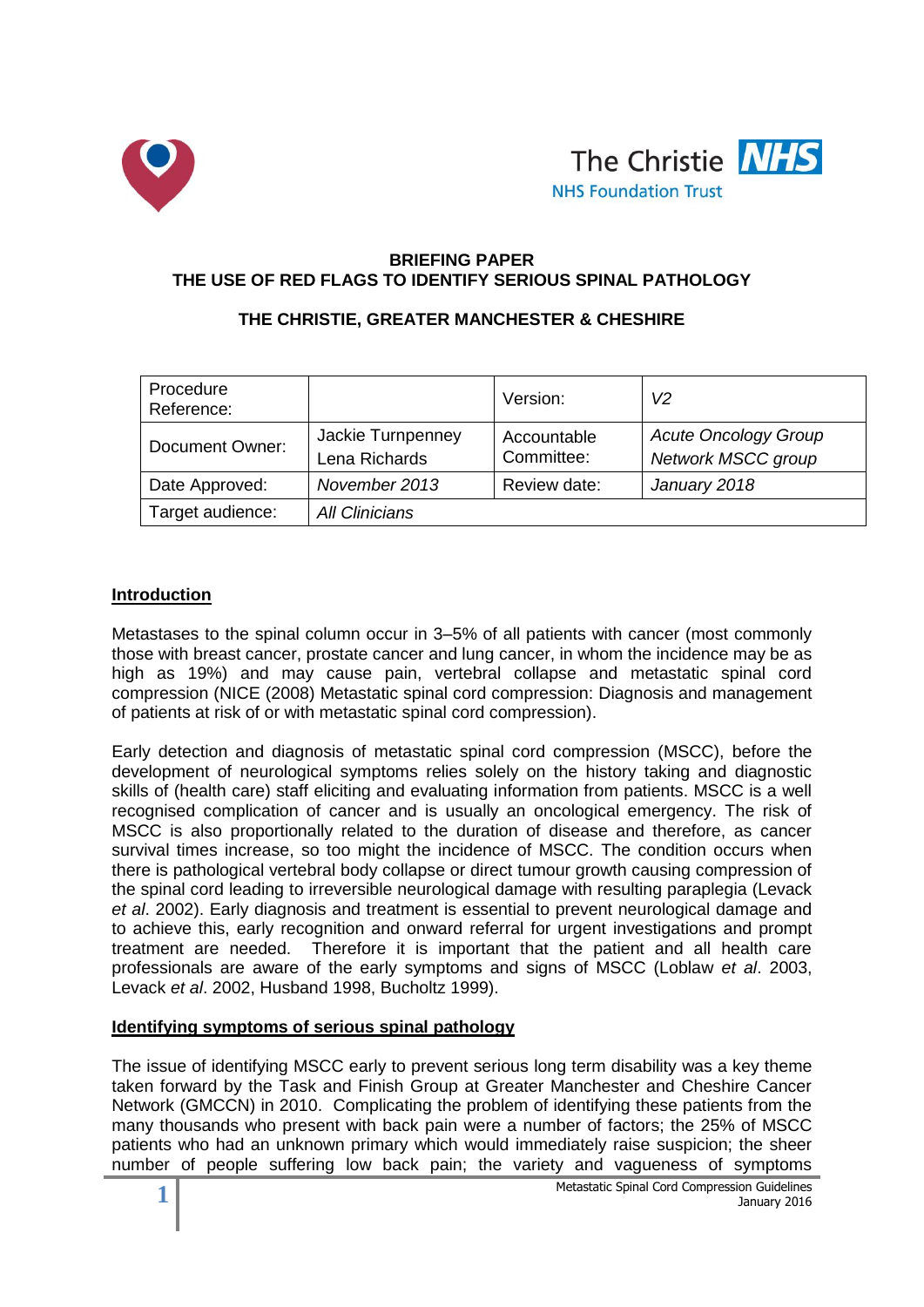**BRIEFING PAPER**
**THE USE OF RED FLAGS TO IDENTIFY SERIOUS SPINAL PATHOLOGY**

**THE CHRISTIE, GREATER MANCHESTER & CHESHIRE**

| | | | |
|---|---|---|---|
| Procedure Reference: | | Version: | *V2* |
| Document Owner: | Jackie Turnpenney<br>Lena Richards | Accountable Committee: | *Acute Oncology Group Network MSCC group* |
| Date Approved: | *November 2013* | Review date: | *January 2018* |
| Target audience: | *All Clinicians* | | |

## Introduction

Metastases to the spinal column occur in 3–5% of all patients with cancer (most commonly those with breast cancer, prostate cancer and lung cancer, in whom the incidence may be as high as 19%) and may cause pain, vertebral collapse and metastatic spinal cord compression (NICE (2008) Metastatic spinal cord compression: Diagnosis and management of patients at risk of or with metastatic spinal cord compression).

Early detection and diagnosis of metastatic spinal cord compression (MSCC), before the development of neurological symptoms relies solely on the history taking and diagnostic skills of (health care) staff eliciting and evaluating information from patients. MSCC is a well recognised complication of cancer and is usually an oncological emergency. The risk of MSCC is also proportionally related to the duration of disease and therefore, as cancer survival times increase, so too might the incidence of MSCC. The condition occurs when there is pathological vertebral body collapse or direct tumour growth causing compression of the spinal cord leading to irreversible neurological damage with resulting paraplegia (Levack *et al*. 2002). Early diagnosis and treatment is essential to prevent neurological damage and to achieve this, early recognition and onward referral for urgent investigations and prompt treatment are needed. Therefore it is important that the patient and all health care professionals are aware of the early symptoms and signs of MSCC (Loblaw *et al*. 2003, Levack *et al*. 2002, Husband 1998, Bucholtz 1999).

## Identifying symptoms of serious spinal pathology

The issue of identifying MSCC early to prevent serious long term disability was a key theme taken forward by the Task and Finish Group at Greater Manchester and Cheshire Cancer Network (GMCCN) in 2010. Complicating the problem of identifying these patients from the many thousands who present with back pain were a number of factors; the 25% of MSCC patients who had an unknown primary which would immediately raise suspicion; the sheer number of people suffering low back pain; the variety and vagueness of symptoms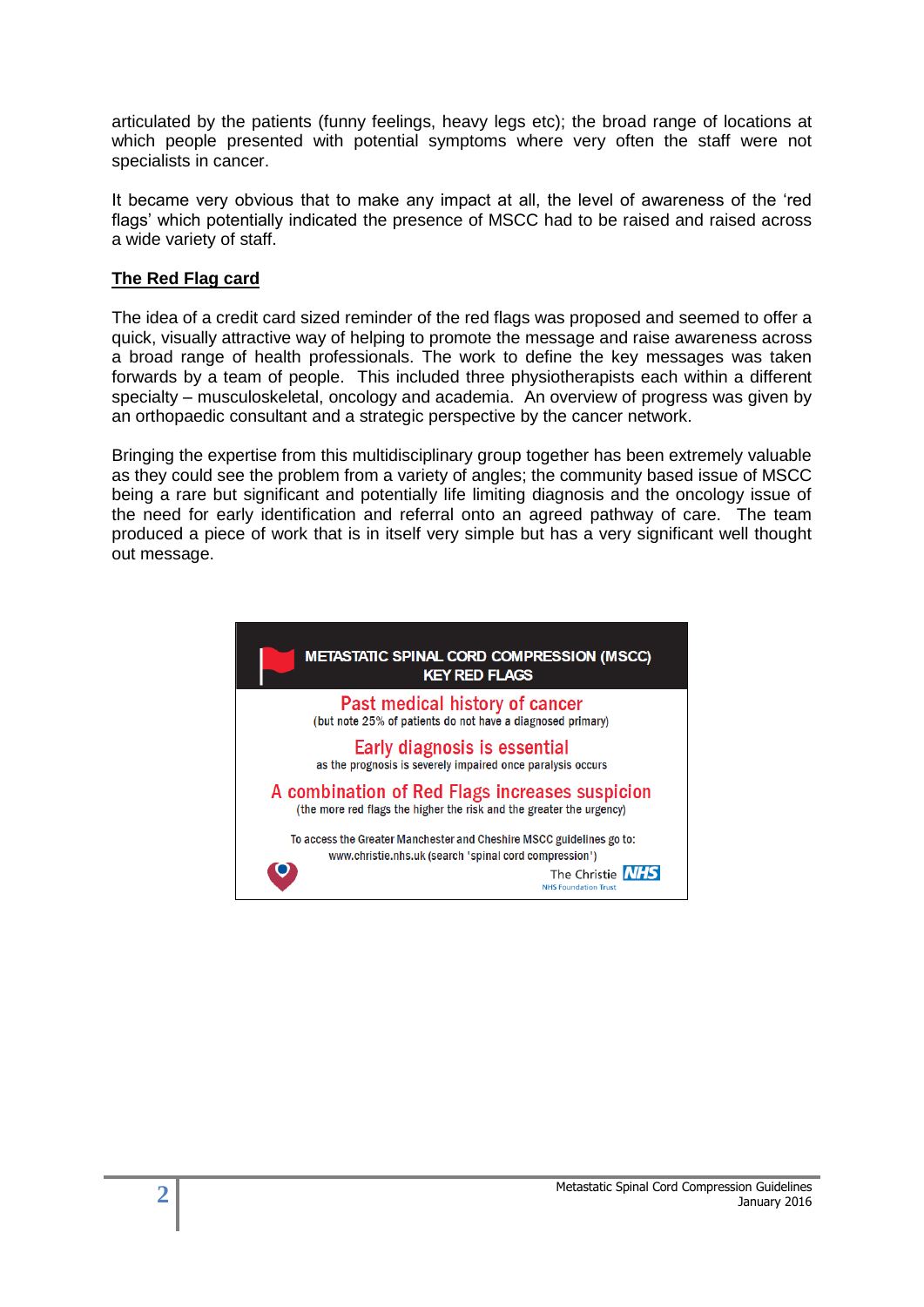articulated by the patients (funny feelings, heavy legs etc); the broad range of locations at which people presented with potential symptoms where very often the staff were not specialists in cancer.

It became very obvious that to make any impact at all, the level of awareness of the 'red flags' which potentially indicated the presence of MSCC had to be raised and raised across a wide variety of staff.

## The Red Flag card

The idea of a credit card sized reminder of the red flags was proposed and seemed to offer a quick, visually attractive way of helping to promote the message and raise awareness across a broad range of health professionals. The work to define the key messages was taken forwards by a team of people. This included three physiotherapists each within a different specialty – musculoskeletal, oncology and academia. An overview of progress was given by an orthopaedic consultant and a strategic perspective by the cancer network.

Bringing the expertise from this multidisciplinary group together has been extremely valuable as they could see the problem from a variety of angles; the community based issue of MSCC being a rare but significant and potentially life limiting diagnosis and the oncology issue of the need for early identification and referral onto an agreed pathway of care. The team produced a piece of work that is in itself very simple but has a very significant well thought out message.

**METASTATIC SPINAL CORD COMPRESSION (MSCC) KEY RED FLAGS**

**Past medical history of cancer**
(but note 25% of patients do not have a diagnosed primary)

**Early diagnosis is essential**
as the prognosis is severely impaired once paralysis occurs

**A combination of Red Flags increases suspicion**
(the more red flags the higher the risk and the greater the urgency)

To access the Greater Manchester and Cheshire MSCC guidelines go to:
www.christie.nhs.uk (search 'spinal cord compression')

The Christie NHS
NHS Foundation Trust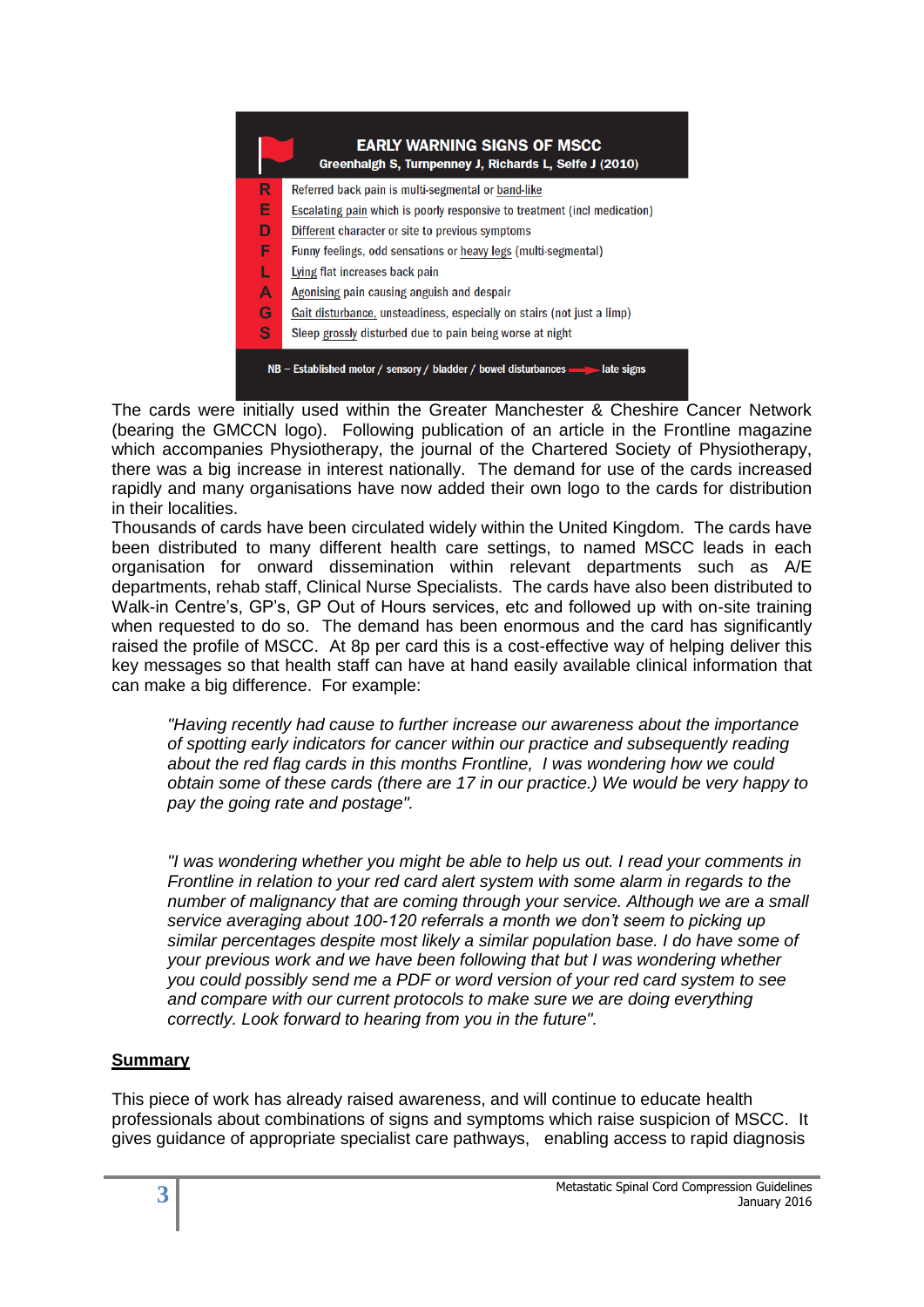**EARLY WARNING SIGNS OF MSCC**

**Greenhalgh S, Turnpenney J, Richards L, Selfe J (2010)**

| | |
|---|---|
| **R** | Referred back pain is multi-segmental or band-like |
| **E** | Escalating pain which is poorly responsive to treatment (incl medication) |
| **D** | Different character or site to previous symptoms |
| **F** | Funny feelings, odd sensations or heavy legs (multi-segmental) |
| **L** | Lying flat increases back pain |
| **A** | Agonising pain causing anguish and despair |
| **G** | Gait disturbance, unsteadiness, especially on stairs (not just a limp) |
| **S** | Sleep grossly disturbed due to pain being worse at night |

NB – Established motor / sensory / bladder / bowel disturbances → late signs

The cards were initially used within the Greater Manchester & Cheshire Cancer Network (bearing the GMCCN logo). Following publication of an article in the Frontline magazine which accompanies Physiotherapy, the journal of the Chartered Society of Physiotherapy, there was a big increase in interest nationally. The demand for use of the cards increased rapidly and many organisations have now added their own logo to the cards for distribution in their localities.

Thousands of cards have been circulated widely within the United Kingdom. The cards have been distributed to many different health care settings, to named MSCC leads in each organisation for onward dissemination within relevant departments such as A/E departments, rehab staff, Clinical Nurse Specialists. The cards have also been distributed to Walk-in Centre's, GP's, GP Out of Hours services, etc and followed up with on-site training when requested to do so. The demand has been enormous and the card has significantly raised the profile of MSCC. At 8p per card this is a cost-effective way of helping deliver this key messages so that health staff can have at hand easily available clinical information that can make a big difference. For example:

> *"Having recently had cause to further increase our awareness about the importance of spotting early indicators for cancer within our practice and subsequently reading about the red flag cards in this months Frontline, I was wondering how we could obtain some of these cards (there are 17 in our practice.) We would be very happy to pay the going rate and postage".*

> *"I was wondering whether you might be able to help us out. I read your comments in Frontline in relation to your red card alert system with some alarm in regards to the number of malignancy that are coming through your service. Although we are a small service averaging about 100-120 referrals a month we don't seem to picking up similar percentages despite most likely a similar population base. I do have some of your previous work and we have been following that but I was wondering whether you could possibly send me a PDF or word version of your red card system to see and compare with our current protocols to make sure we are doing everything correctly. Look forward to hearing from you in the future".*

## Summary

This piece of work has already raised awareness, and will continue to educate health professionals about combinations of signs and symptoms which raise suspicion of MSCC. It gives guidance of appropriate specialist care pathways, enabling access to rapid diagnosis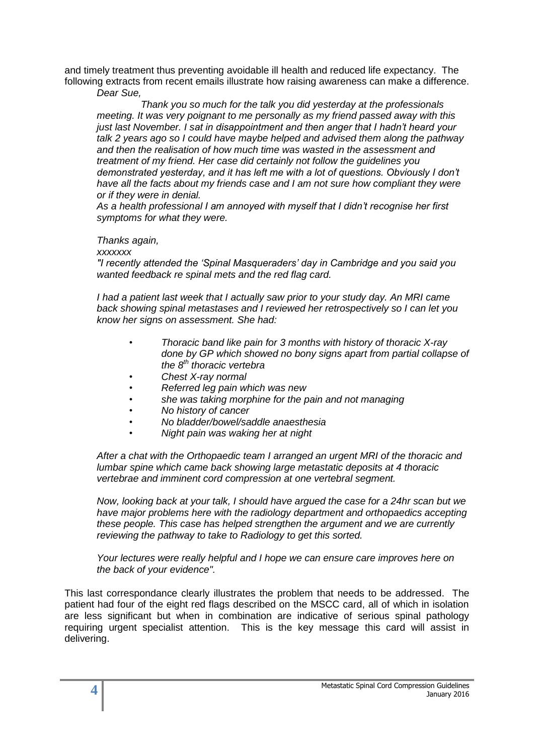and timely treatment thus preventing avoidable ill health and reduced life expectancy. The following extracts from recent emails illustrate how raising awareness can make a difference.

*Dear Sue,*

*Thank you so much for the talk you did yesterday at the professionals meeting. It was very poignant to me personally as my friend passed away with this just last November. I sat in disappointment and then anger that I hadn't heard your talk 2 years ago so I could have maybe helped and advised them along the pathway and then the realisation of how much time was wasted in the assessment and treatment of my friend. Her case did certainly not follow the guidelines you demonstrated yesterday, and it has left me with a lot of questions. Obviously I don't have all the facts about my friends case and I am not sure how compliant they were or if they were in denial.*

*As a health professional I am annoyed with myself that I didn't recognise her first symptoms for what they were.*

*Thanks again,*

*xxxxxxx*

*"I recently attended the 'Spinal Masqueraders' day in Cambridge and you said you wanted feedback re spinal mets and the red flag card.*

*I had a patient last week that I actually saw prior to your study day. An MRI came back showing spinal metastases and I reviewed her retrospectively so I can let you know her signs on assessment. She had:*

- *Thoracic band like pain for 3 months with history of thoracic X-ray done by GP which showed no bony signs apart from partial collapse of the 8th thoracic vertebra*
- *Chest X-ray normal*
- *Referred leg pain which was new*
- *she was taking morphine for the pain and not managing*
- *No history of cancer*
- *No bladder/bowel/saddle anaesthesia*
- *Night pain was waking her at night*

*After a chat with the Orthopaedic team I arranged an urgent MRI of the thoracic and lumbar spine which came back showing large metastatic deposits at 4 thoracic vertebrae and imminent cord compression at one vertebral segment.*

*Now, looking back at your talk, I should have argued the case for a 24hr scan but we have major problems here with the radiology department and orthopaedics accepting these people. This case has helped strengthen the argument and we are currently reviewing the pathway to take to Radiology to get this sorted.*

*Your lectures were really helpful and I hope we can ensure care improves here on the back of your evidence".*

This last correspondance clearly illustrates the problem that needs to be addressed. The patient had four of the eight red flags described on the MSCC card, all of which in isolation are less significant but when in combination are indicative of serious spinal pathology requiring urgent specialist attention. This is the key message this card will assist in delivering.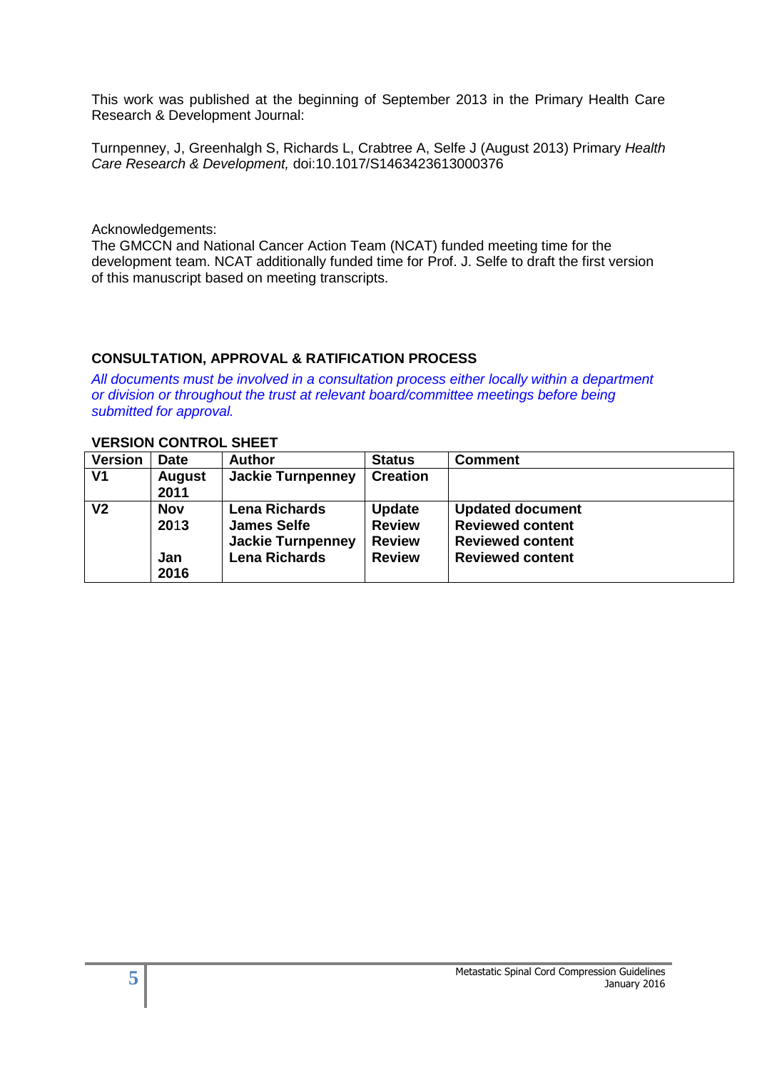This work was published at the beginning of September 2013 in the Primary Health Care Research & Development Journal:

Turnpenney, J, Greenhalgh S, Richards L, Crabtree A, Selfe J (August 2013) Primary *Health Care Research & Development,* doi:10.1017/S1463423613000376

Acknowledgements:
The GMCCN and National Cancer Action Team (NCAT) funded meeting time for the development team. NCAT additionally funded time for Prof. J. Selfe to draft the first version of this manuscript based on meeting transcripts.

## CONSULTATION, APPROVAL & RATIFICATION PROCESS

*All documents must be involved in a consultation process either locally within a department or division or throughout the trust at relevant board/committee meetings before being submitted for approval.*

**VERSION CONTROL SHEET**

| Version | Date | Author | Status | Comment |
|---|---|---|---|---|
| **V1** | **August 2011** | **Jackie Turnpenney** | **Creation** | |
| **V2** | **Nov 2013**<br><br>**Jan 2016** | **Lena Richards**<br>**James Selfe**<br>**Jackie Turnpenney**<br>**Lena Richards** | **Update**<br>**Review**<br>**Review**<br>**Review** | **Updated document**<br>**Reviewed content**<br>**Reviewed content**<br>**Reviewed content** |